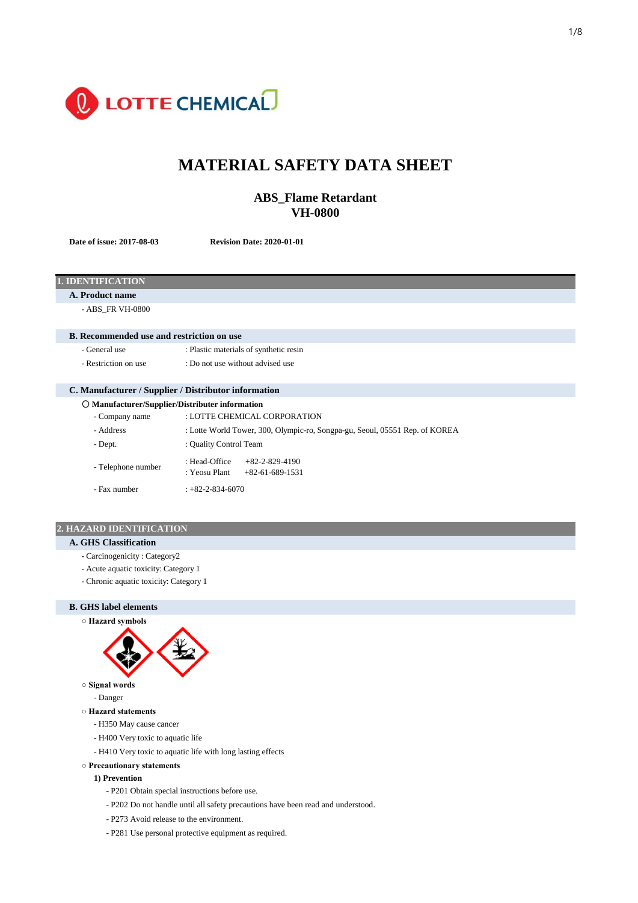# MATERIAL SAFETY DATA SHEET

## ABS_Flame Retardant
## VH-0800

**Date of issue: 2017-08-03** **Revision Date: 2020-01-01**

## 1. IDENTIFICATION

### A. Product name

- ABS_FR VH-0800

### B. Recommended use and restriction on use

- General use : Plastic materials of synthetic resin
- Restriction on use : Do not use without advised use

### C. Manufacturer / Supplier / Distributor information

○ **Manufacturer/Supplier/Distributer information**

- Company name : LOTTE CHEMICAL CORPORATION
- Address : Lotte World Tower, 300, Olympic-ro, Songpa-gu, Seoul, 05551 Rep. of KOREA
- Dept. : Quality Control Team
- Telephone number : Head-Office +82-2-829-4190
  : Yeosu Plant +82-61-689-1531
- Fax number : +82-2-834-6070

## 2. HAZARD IDENTIFICATION

### A. GHS Classification

- Carcinogenicity : Category2
- Acute aquatic toxicity: Category 1
- Chronic aquatic toxicity: Category 1

### B. GHS label elements

○ **Hazard symbols**

○ **Signal words**

- Danger

○ **Hazard statements**

- H350 May cause cancer
- H400 Very toxic to aquatic life
- H410 Very toxic to aquatic life with long lasting effects

○ **Precautionary statements**

**1) Prevention**

- P201 Obtain special instructions before use.
- P202 Do not handle until all safety precautions have been read and understood.
- P273 Avoid release to the environment.
- P281 Use personal protective equipment as required.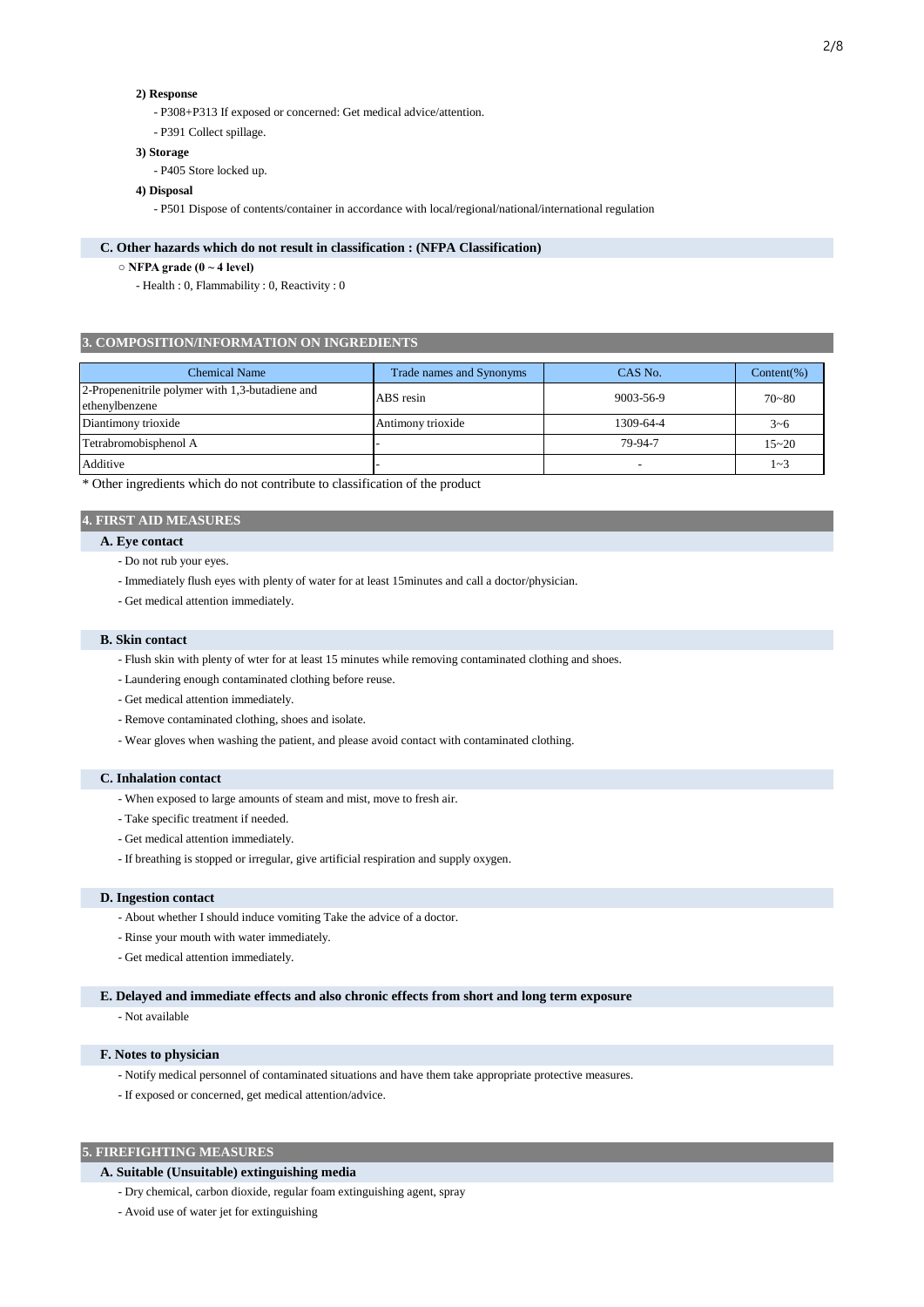**2) Response**

- P308+P313 If exposed or concerned: Get medical advice/attention.
- P391 Collect spillage.

**3) Storage**

- P405 Store locked up.

**4) Disposal**

- P501 Dispose of contents/container in accordance with local/regional/national/international regulation

### C. Other hazards which do not result in classification : (NFPA Classification)

○ **NFPA grade (0 ~ 4 level)**

- Health : 0, Flammability : 0, Reactivity : 0

## 3. COMPOSITION/INFORMATION ON INGREDIENTS

| Chemical Name | Trade names and Synonyms | CAS No. | Content(%) |
|---|---|---|---|
| 2-Propenenitrile polymer with 1,3-butadiene and ethenylbenzene | ABS resin | 9003-56-9 | 70~80 |
| Diantimony trioxide | Antimony trioxide | 1309-64-4 | 3~6 |
| Tetrabromobisphenol A | - | 79-94-7 | 15~20 |
| Additive | - | - | 1~3 |

* Other ingredients which do not contribute to classification of the product

## 4. FIRST AID MEASURES

### A. Eye contact

- Do not rub your eyes.
- Immediately flush eyes with plenty of water for at least 15minutes and call a doctor/physician.
- Get medical attention immediately.

### B. Skin contact

- Flush skin with plenty of wter for at least 15 minutes while removing contaminated clothing and shoes.
- Laundering enough contaminated clothing before reuse.
- Get medical attention immediately.
- Remove contaminated clothing, shoes and isolate.
- Wear gloves when washing the patient, and please avoid contact with contaminated clothing.

### C. Inhalation contact

- When exposed to large amounts of steam and mist, move to fresh air.
- Take specific treatment if needed.
- Get medical attention immediately.
- If breathing is stopped or irregular, give artificial respiration and supply oxygen.

### D. Ingestion contact

- About whether I should induce vomiting Take the advice of a doctor.
- Rinse your mouth with water immediately.
- Get medical attention immediately.

### E. Delayed and immediate effects and also chronic effects from short and long term exposure

- Not available

### F. Notes to physician

- Notify medical personnel of contaminated situations and have them take appropriate protective measures.
- If exposed or concerned, get medical attention/advice.

## 5. FIREFIGHTING MEASURES

### A. Suitable (Unsuitable) extinguishing media

- Dry chemical, carbon dioxide, regular foam extinguishing agent, spray
- Avoid use of water jet for extinguishing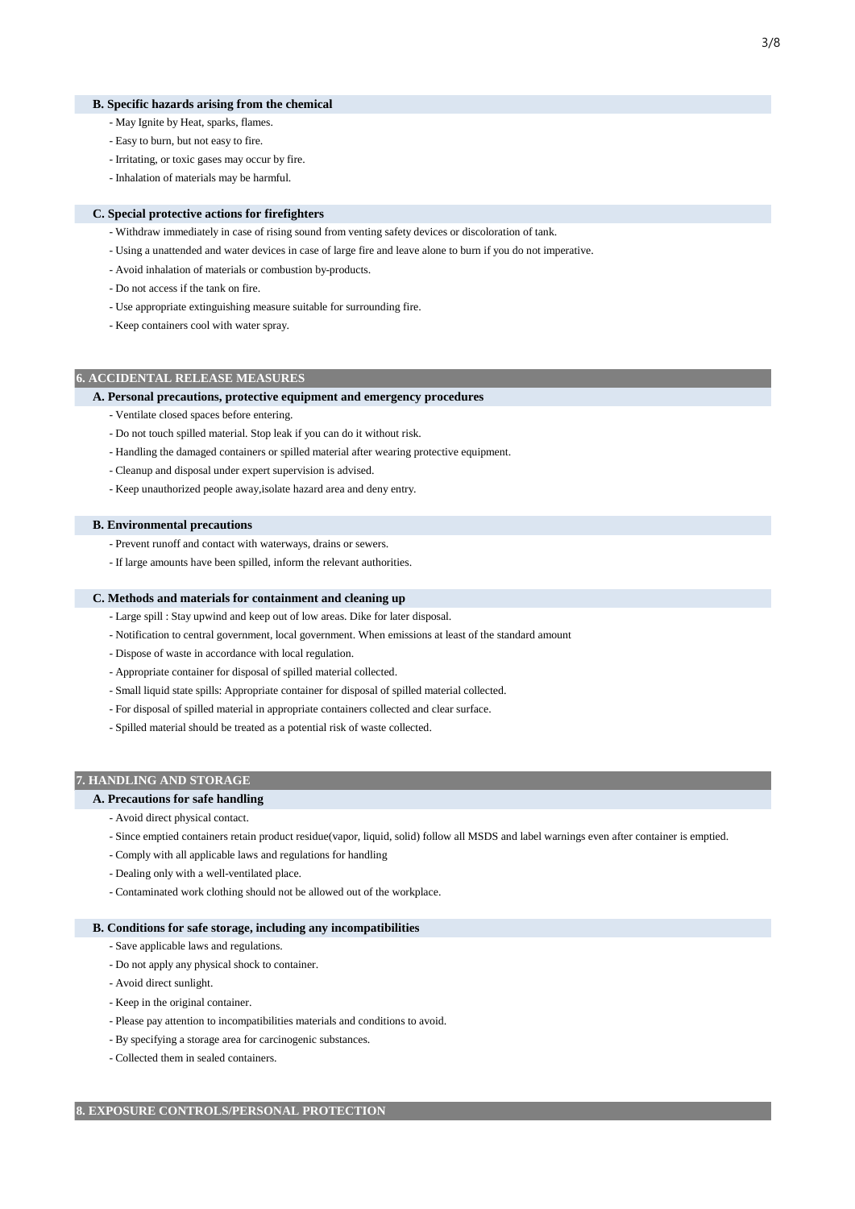### B. Specific hazards arising from the chemical

- May Ignite by Heat, sparks, flames.
- Easy to burn, but not easy to fire.
- Irritating, or toxic gases may occur by fire.
- Inhalation of materials may be harmful.

### C. Special protective actions for firefighters

- Withdraw immediately in case of rising sound from venting safety devices or discoloration of tank.
- Using a unattended and water devices in case of large fire and leave alone to burn if you do not imperative.
- Avoid inhalation of materials or combustion by-products.
- Do not access if the tank on fire.
- Use appropriate extinguishing measure suitable for surrounding fire.
- Keep containers cool with water spray.

## 6. ACCIDENTAL RELEASE MEASURES

### A. Personal precautions, protective equipment and emergency procedures

- Ventilate closed spaces before entering.
- Do not touch spilled material. Stop leak if you can do it without risk.
- Handling the damaged containers or spilled material after wearing protective equipment.
- Cleanup and disposal under expert supervision is advised.
- Keep unauthorized people away,isolate hazard area and deny entry.

### B. Environmental precautions

- Prevent runoff and contact with waterways, drains or sewers.
- If large amounts have been spilled, inform the relevant authorities.

### C. Methods and materials for containment and cleaning up

- Large spill : Stay upwind and keep out of low areas. Dike for later disposal.
- Notification to central government, local government. When emissions at least of the standard amount
- Dispose of waste in accordance with local regulation.
- Appropriate container for disposal of spilled material collected.
- Small liquid state spills: Appropriate container for disposal of spilled material collected.
- For disposal of spilled material in appropriate containers collected and clear surface.
- Spilled material should be treated as a potential risk of waste collected.

## 7. HANDLING AND STORAGE

### A. Precautions for safe handling

- Avoid direct physical contact.
- Since emptied containers retain product residue(vapor, liquid, solid) follow all MSDS and label warnings even after container is emptied.
- Comply with all applicable laws and regulations for handling
- Dealing only with a well-ventilated place.
- Contaminated work clothing should not be allowed out of the workplace.

### B. Conditions for safe storage, including any incompatibilities

- Save applicable laws and regulations.
- Do not apply any physical shock to container.
- Avoid direct sunlight.
- Keep in the original container.
- Please pay attention to incompatibilities materials and conditions to avoid.
- By specifying a storage area for carcinogenic substances.
- Collected them in sealed containers.

## 8. EXPOSURE CONTROLS/PERSONAL PROTECTION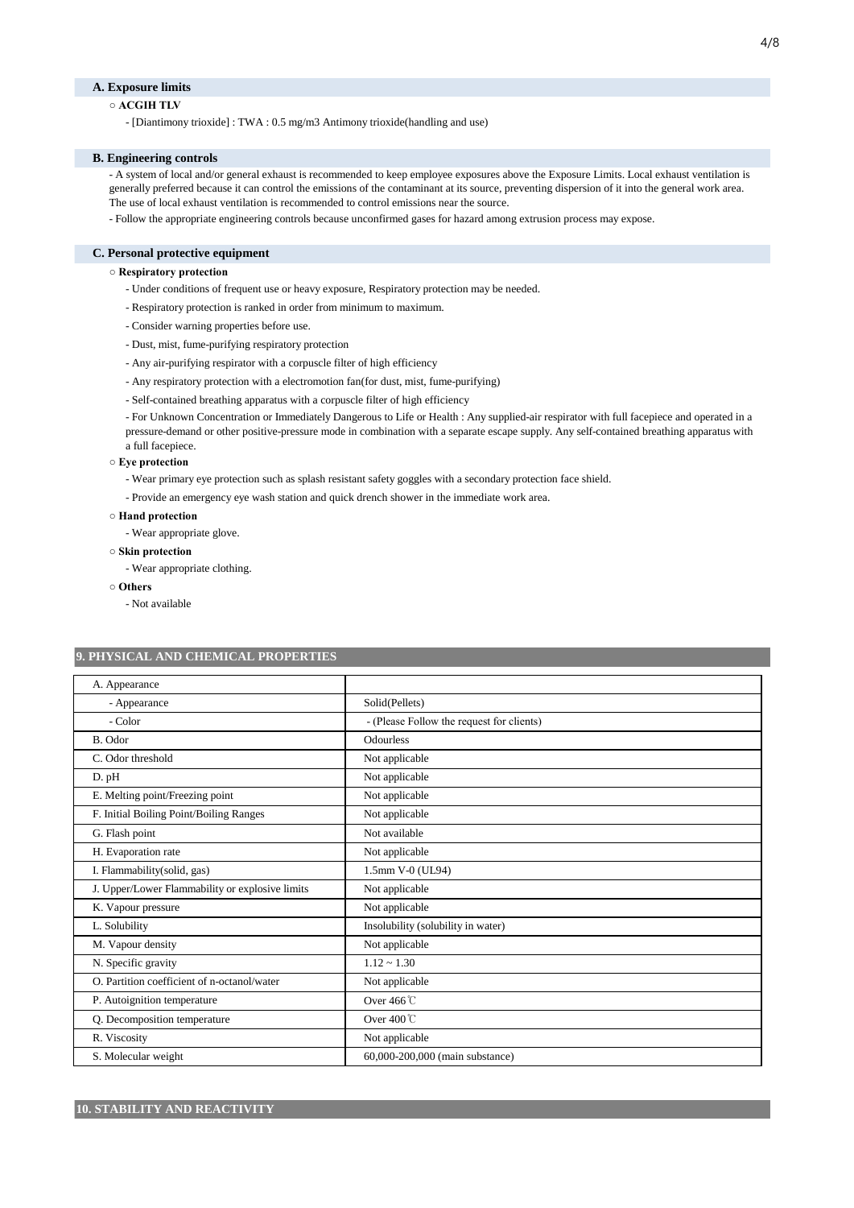### A. Exposure limits

○ **ACGIH TLV**

- [Diantimony trioxide] : TWA : 0.5 mg/m3 Antimony trioxide(handling and use)

### B. Engineering controls

- A system of local and/or general exhaust is recommended to keep employee exposures above the Exposure Limits. Local exhaust ventilation is generally preferred because it can control the emissions of the contaminant at its source, preventing dispersion of it into the general work area. The use of local exhaust ventilation is recommended to control emissions near the source.
- Follow the appropriate engineering controls because unconfirmed gases for hazard among extrusion process may expose.

### C. Personal protective equipment

○ **Respiratory protection**

- Under conditions of frequent use or heavy exposure, Respiratory protection may be needed.
- Respiratory protection is ranked in order from minimum to maximum.
- Consider warning properties before use.
- Dust, mist, fume-purifying respiratory protection
- Any air-purifying respirator with a corpuscle filter of high efficiency
- Any respiratory protection with a electromotion fan(for dust, mist, fume-purifying)
- Self-contained breathing apparatus with a corpuscle filter of high efficiency
- For Unknown Concentration or Immediately Dangerous to Life or Health : Any supplied-air respirator with full facepiece and operated in a pressure-demand or other positive-pressure mode in combination with a separate escape supply. Any self-contained breathing apparatus with a full facepiece.

○ **Eye protection**

- Wear primary eye protection such as splash resistant safety goggles with a secondary protection face shield.
- Provide an emergency eye wash station and quick drench shower in the immediate work area.

○ **Hand protection**

- Wear appropriate glove.

○ **Skin protection**

- Wear appropriate clothing.

○ **Others**

- Not available

## 9. PHYSICAL AND CHEMICAL PROPERTIES

| A. Appearance | |
|---|---|
| - Appearance | Solid(Pellets) |
| - Color | - (Please Follow the request for clients) |
| B. Odor | Odourless |
| C. Odor threshold | Not applicable |
| D. pH | Not applicable |
| E. Melting point/Freezing point | Not applicable |
| F. Initial Boiling Point/Boiling Ranges | Not applicable |
| G. Flash point | Not available |
| H. Evaporation rate | Not applicable |
| I. Flammability(solid, gas) | 1.5mm V-0 (UL94) |
| J. Upper/Lower Flammability or explosive limits | Not applicable |
| K. Vapour pressure | Not applicable |
| L. Solubility | Insolubility (solubility in water) |
| M. Vapour density | Not applicable |
| N. Specific gravity | 1.12 ~ 1.30 |
| O. Partition coefficient of n-octanol/water | Not applicable |
| P. Autoignition temperature | Over 466℃ |
| Q. Decomposition temperature | Over 400℃ |
| R. Viscosity | Not applicable |
| S. Molecular weight | 60,000-200,000 (main substance) |

## 10. STABILITY AND REACTIVITY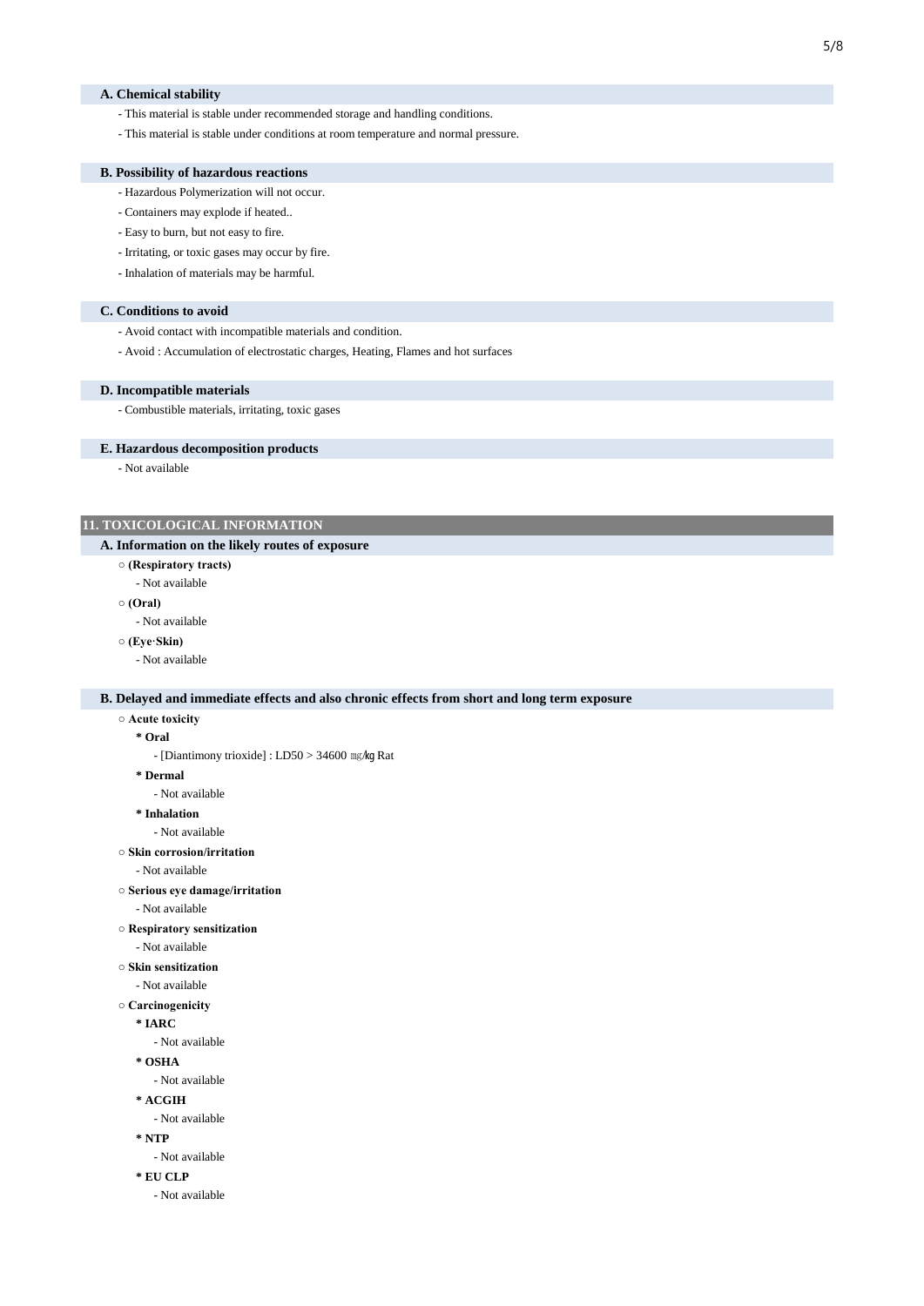### A. Chemical stability

- This material is stable under recommended storage and handling conditions.
- This material is stable under conditions at room temperature and normal pressure.

### B. Possibility of hazardous reactions

- Hazardous Polymerization will not occur.
- Containers may explode if heated..
- Easy to burn, but not easy to fire.
- Irritating, or toxic gases may occur by fire.
- Inhalation of materials may be harmful.

### C. Conditions to avoid

- Avoid contact with incompatible materials and condition.
- Avoid : Accumulation of electrostatic charges, Heating, Flames and hot surfaces

### D. Incompatible materials

- Combustible materials, irritating, toxic gases

### E. Hazardous decomposition products

- Not available

## 11. TOXICOLOGICAL INFORMATION

### A. Information on the likely routes of exposure

○ **(Respiratory tracts)**

- Not available

○ **(Oral)**

- Not available

○ **(Eye·Skin)**

- Not available

### B. Delayed and immediate effects and also chronic effects from short and long term exposure

○ **Acute toxicity**

**\* Oral**

- [Diantimony trioxide] : LD50 > 34600 ㎎/㎏ Rat

**\* Dermal**

- Not available

**\* Inhalation**

- Not available

○ **Skin corrosion/irritation**

- Not available

○ **Serious eye damage/irritation**

- Not available

○ **Respiratory sensitization**

- Not available

○ **Skin sensitization**

- Not available

○ **Carcinogenicity**

**\* IARC**

- Not available

**\* OSHA**

- Not available

**\* ACGIH**

- Not available

**\* NTP**

- Not available

**\* EU CLP**

- Not available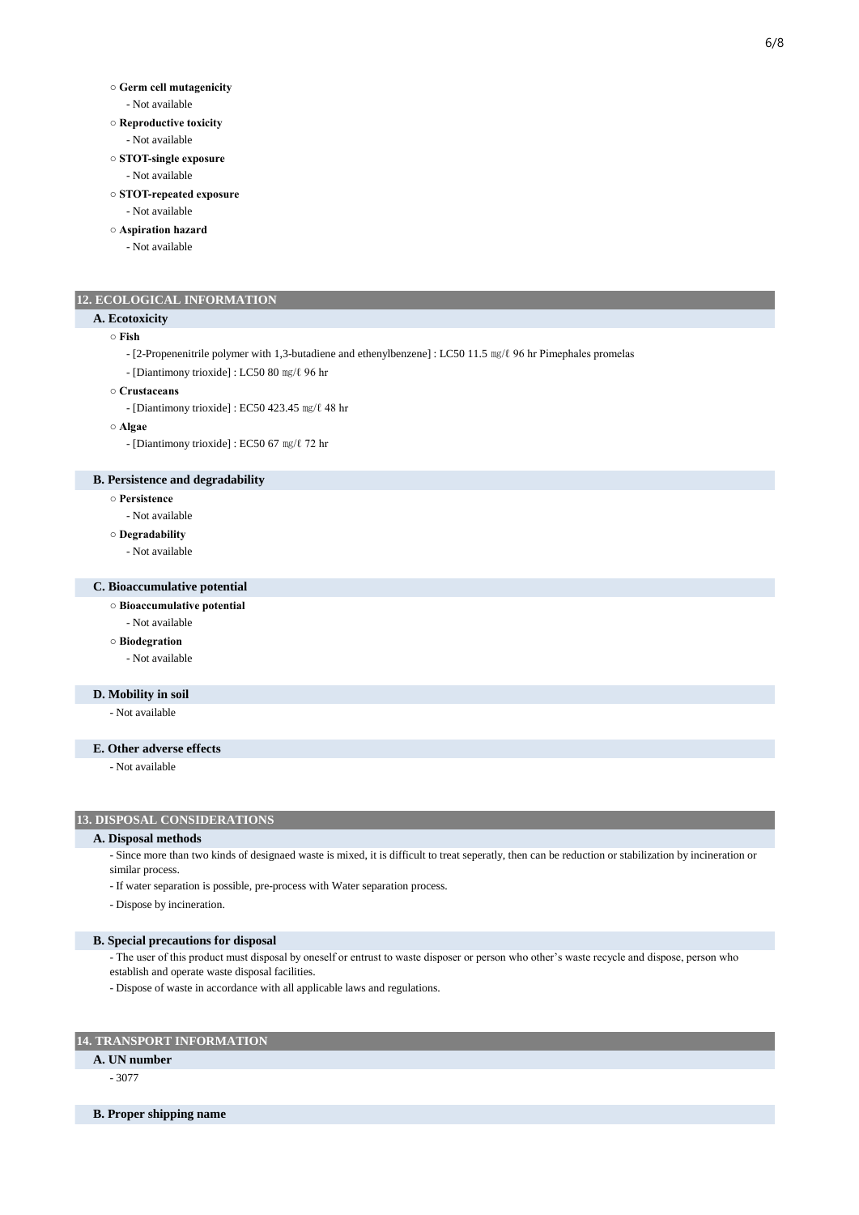○ **Germ cell mutagenicity**

- Not available

○ **Reproductive toxicity**

- Not available

○ **STOT-single exposure**

- Not available

○ **STOT-repeated exposure**

- Not available

○ **Aspiration hazard**

- Not available

## 12. ECOLOGICAL INFORMATION

### A. Ecotoxicity

○ **Fish**

- [2-Propenenitrile polymer with 1,3-butadiene and ethenylbenzene] : LC50 11.5 ㎎/ℓ 96 hr Pimephales promelas
- [Diantimony trioxide] : LC50 80 ㎎/ℓ 96 hr

○ **Crustaceans**

- [Diantimony trioxide] : EC50 423.45 ㎎/ℓ 48 hr

○ **Algae**

- [Diantimony trioxide] : EC50 67 ㎎/ℓ 72 hr

### B. Persistence and degradability

○ **Persistence**

- Not available

○ **Degradability**

- Not available

### C. Bioaccumulative potential

○ **Bioaccumulative potential**

- Not available

○ **Biodegration**

- Not available

### D. Mobility in soil

- Not available

### E. Other adverse effects

- Not available

## 13. DISPOSAL CONSIDERATIONS

### A. Disposal methods

- Since more than two kinds of designaed waste is mixed, it is difficult to treat seperatly, then can be reduction or stabilization by incineration or similar process.
- If water separation is possible, pre-process with Water separation process.
- Dispose by incineration.

### B. Special precautions for disposal

- The user of this product must disposal by oneself or entrust to waste disposer or person who other's waste recycle and dispose, person who establish and operate waste disposal facilities.
- Dispose of waste in accordance with all applicable laws and regulations.

## 14. TRANSPORT INFORMATION

### A. UN number

- 3077

### B. Proper shipping name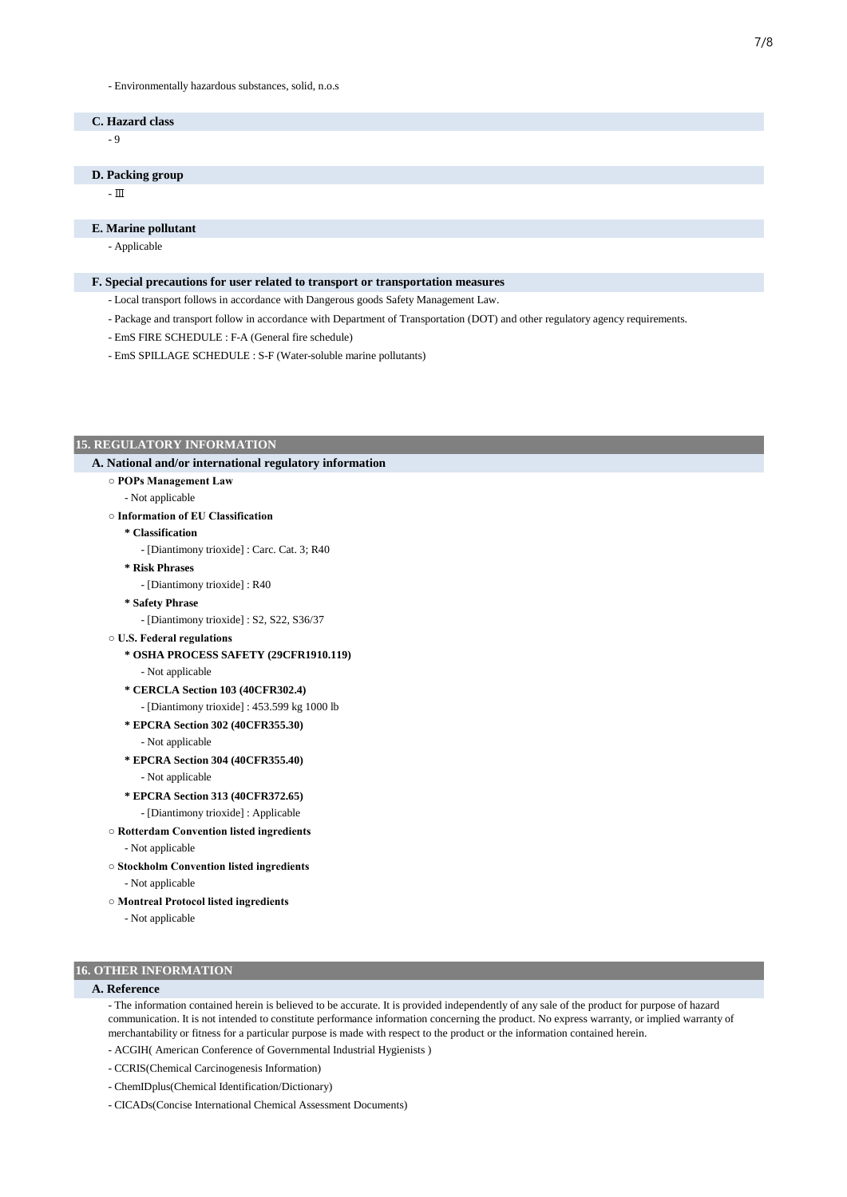- Environmentally hazardous substances, solid, n.o.s

### C. Hazard class

- 9

### D. Packing group

- Ⅲ

### E. Marine pollutant

- Applicable

### F. Special precautions for user related to transport or transportation measures

- Local transport follows in accordance with Dangerous goods Safety Management Law.
- Package and transport follow in accordance with Department of Transportation (DOT) and other regulatory agency requirements.
- EmS FIRE SCHEDULE : F-A (General fire schedule)
- EmS SPILLAGE SCHEDULE : S-F (Water-soluble marine pollutants)

## 15. REGULATORY INFORMATION

### A. National and/or international regulatory information

○ **POPs Management Law**

- Not applicable

○ **Information of EU Classification**

**\* Classification**

- [Diantimony trioxide] : Carc. Cat. 3; R40

**\* Risk Phrases**

- [Diantimony trioxide] : R40

**\* Safety Phrase**

- [Diantimony trioxide] : S2, S22, S36/37

○ **U.S. Federal regulations**

**\* OSHA PROCESS SAFETY (29CFR1910.119)**

- Not applicable

**\* CERCLA Section 103 (40CFR302.4)**

- [Diantimony trioxide] : 453.599 kg 1000 lb

**\* EPCRA Section 302 (40CFR355.30)**

- Not applicable

**\* EPCRA Section 304 (40CFR355.40)**

- Not applicable

**\* EPCRA Section 313 (40CFR372.65)**

- [Diantimony trioxide] : Applicable

○ **Rotterdam Convention listed ingredients**

- Not applicable

○ **Stockholm Convention listed ingredients**

- Not applicable

○ **Montreal Protocol listed ingredients**

- Not applicable

## 16. OTHER INFORMATION

### A. Reference

- The information contained herein is believed to be accurate. It is provided independently of any sale of the product for purpose of hazard communication. It is not intended to constitute performance information concerning the product. No express warranty, or implied warranty of merchantability or fitness for a particular purpose is made with respect to the product or the information contained herein.
- ACGIH( American Conference of Governmental Industrial Hygienists )
- CCRIS(Chemical Carcinogenesis Information)
- ChemIDplus(Chemical Identification/Dictionary)
- CICADs(Concise International Chemical Assessment Documents)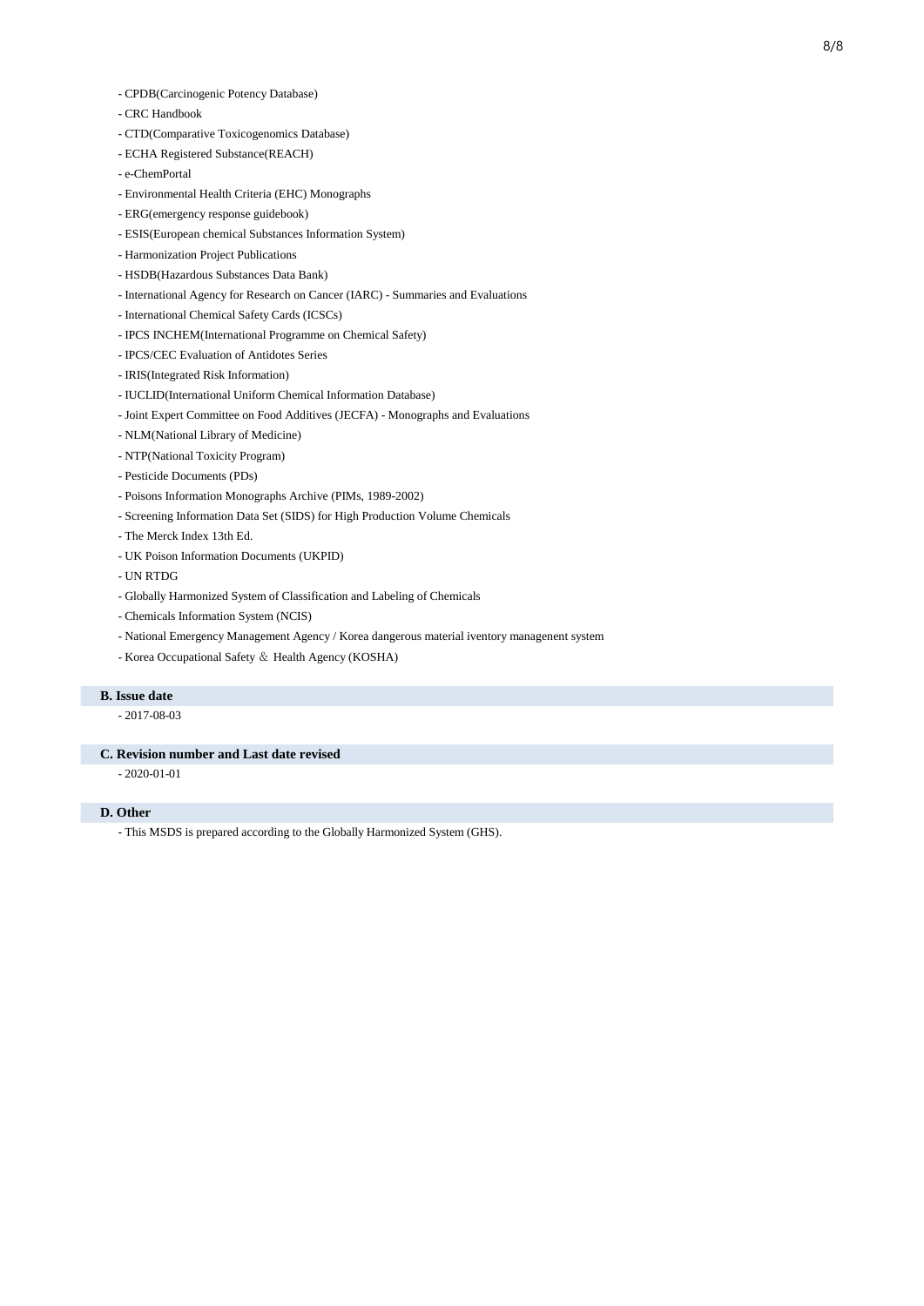- CPDB(Carcinogenic Potency Database)
- CRC Handbook
- CTD(Comparative Toxicogenomics Database)
- ECHA Registered Substance(REACH)
- e-ChemPortal
- Environmental Health Criteria (EHC) Monographs
- ERG(emergency response guidebook)
- ESIS(European chemical Substances Information System)
- Harmonization Project Publications
- HSDB(Hazardous Substances Data Bank)
- International Agency for Research on Cancer (IARC) - Summaries and Evaluations
- International Chemical Safety Cards (ICSCs)
- IPCS INCHEM(International Programme on Chemical Safety)
- IPCS/CEC Evaluation of Antidotes Series
- IRIS(Integrated Risk Information)
- IUCLID(International Uniform Chemical Information Database)
- Joint Expert Committee on Food Additives (JECFA) - Monographs and Evaluations
- NLM(National Library of Medicine)
- NTP(National Toxicity Program)
- Pesticide Documents (PDs)
- Poisons Information Monographs Archive (PIMs, 1989-2002)
- Screening Information Data Set (SIDS) for High Production Volume Chemicals
- The Merck Index 13th Ed.
- UK Poison Information Documents (UKPID)
- UN RTDG
- Globally Harmonized System of Classification and Labeling of Chemicals
- Chemicals Information System (NCIS)
- National Emergency Management Agency / Korea dangerous material iventory managenent system
- Korea Occupational Safety ＆ Health Agency (KOSHA)

**B. Issue date**

- 2017-08-03

**C. Revision number and Last date revised**

- 2020-01-01

**D. Other**

- This MSDS is prepared according to the Globally Harmonized System (GHS).